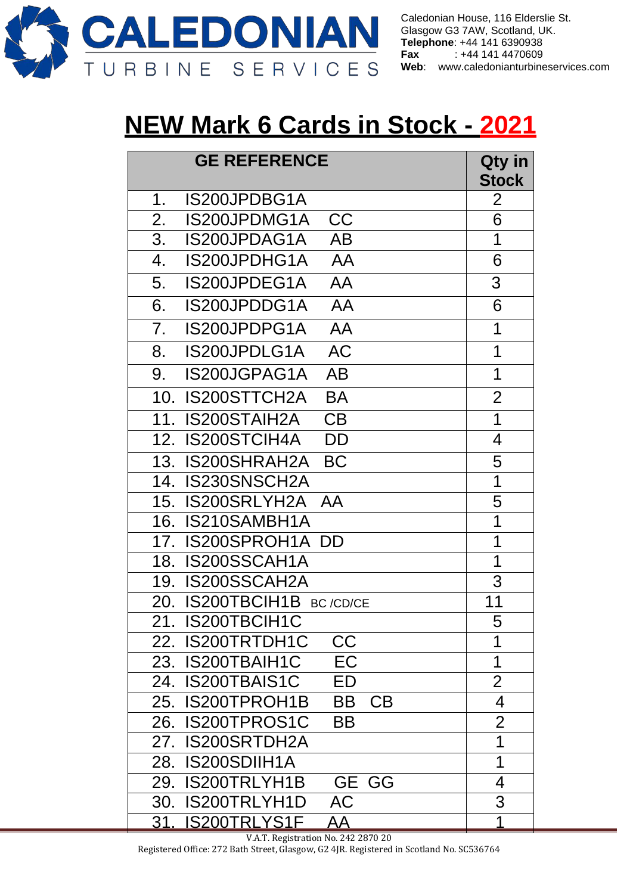CALEDONIAN TURBINE SERVICES

Caledonian House, 116 Elderslie St.
Glasgow G3 7AW, Scotland, UK.
**Telephone**: +44 141 6390938
**Fax** : +44 141 4470609
**Web**: www.caledonianturbineservices.com

# NEW Mark 6 Cards in Stock - 2021

| GE REFERENCE | Qty in Stock |
|---|---|
| 1. IS200JPDBG1A | 2 |
| 2. IS200JPDMG1A CC | 6 |
| 3. IS200JPDAG1A AB | 1 |
| 4. IS200JPDHG1A AA | 6 |
| 5. IS200JPDEG1A AA | 3 |
| 6. IS200JPDDG1A AA | 6 |
| 7. IS200JPDPG1A AA | 1 |
| 8. IS200JPDLG1A AC | 1 |
| 9. IS200JGPAG1A AB | 1 |
| 10. IS200STTCH2A BA | 2 |
| 11. IS200STAIH2A CB | 1 |
| 12. IS200STCIH4A DD | 4 |
| 13. IS200SHRAH2A BC | 5 |
| 14. IS230SNSCH2A | 1 |
| 15. IS200SRLYH2A AA | 5 |
| 16. IS210SAMBH1A | 1 |
| 17. IS200SPROH1A DD | 1 |
| 18. IS200SSCAH1A | 1 |
| 19. IS200SSCAH2A | 3 |
| 20. IS200TBCIH1B BC /CD/CE | 11 |
| 21. IS200TBCIH1C | 5 |
| 22. IS200TRTDH1C CC | 1 |
| 23. IS200TBAIH1C EC | 1 |
| 24. IS200TBAIS1C ED | 2 |
| 25. IS200TPROH1B BB CB | 4 |
| 26. IS200TPROS1C BB | 2 |
| 27. IS200SRTDH2A | 1 |
| 28. IS200SDIIH1A | 1 |
| 29. IS200TRLYH1B GE GG | 4 |
| 30. IS200TRLYH1D AC | 3 |
| 31. IS200TRLYS1F AA | 1 |

V.A.T. Registration No. 242 2870 20
Registered Office: 272 Bath Street, Glasgow, G2 4JR. Registered in Scotland No. SC536764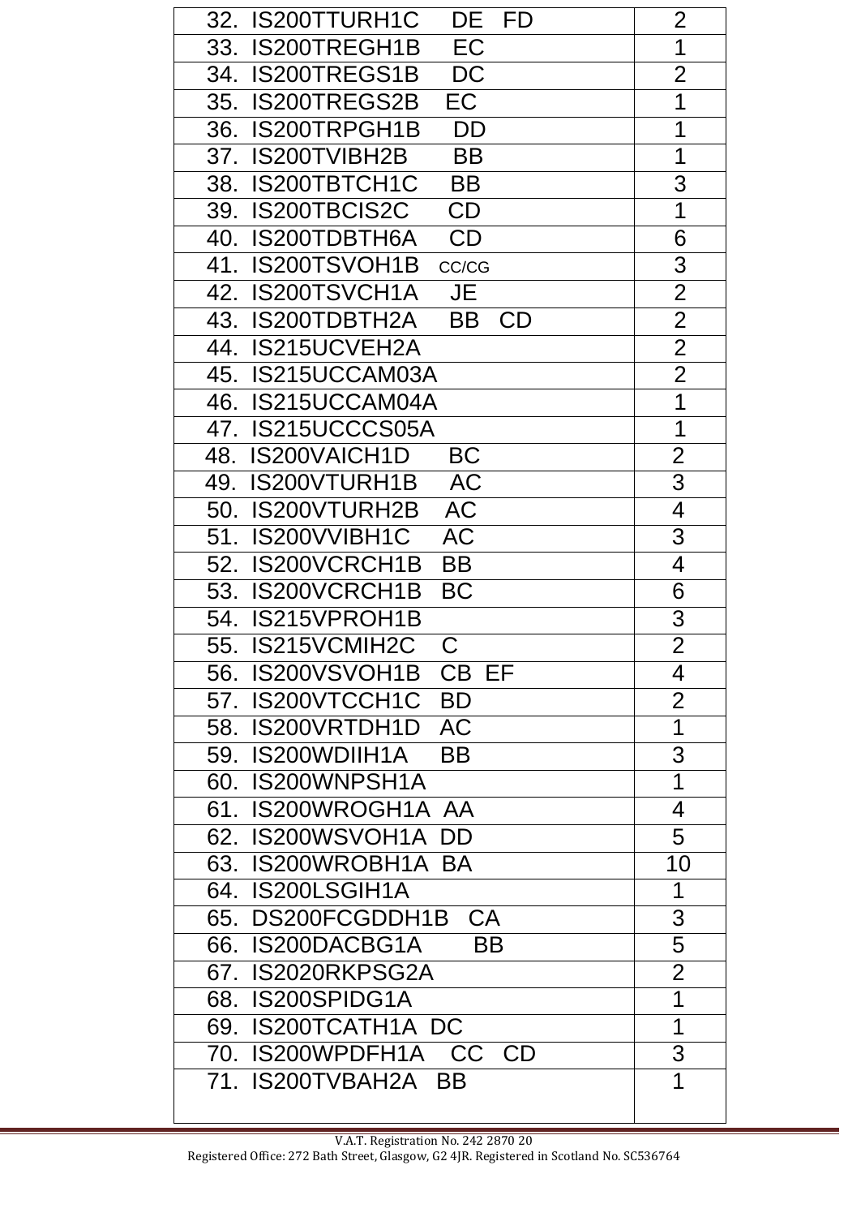| | |
|---|---|
| 32. IS200TTURH1C DE FD | 2 |
| 33. IS200TREGH1B EC | 1 |
| 34. IS200TREGS1B DC | 2 |
| 35. IS200TREGS2B EC | 1 |
| 36. IS200TRPGH1B DD | 1 |
| 37. IS200TVIBH2B BB | 1 |
| 38. IS200TBTCH1C BB | 3 |
| 39. IS200TBCIS2C CD | 1 |
| 40. IS200TDBTH6A CD | 6 |
| 41. IS200TSVOH1B CC/CG | 3 |
| 42. IS200TSVCH1A JE | 2 |
| 43. IS200TDBTH2A BB CD | 2 |
| 44. IS215UCVEH2A | 2 |
| 45. IS215UCCAM03A | 2 |
| 46. IS215UCCAM04A | 1 |
| 47. IS215UCCCS05A | 1 |
| 48. IS200VAICH1D BC | 2 |
| 49. IS200VTURH1B AC | 3 |
| 50. IS200VTURH2B AC | 4 |
| 51. IS200VVIBH1C AC | 3 |
| 52. IS200VCRCH1B BB | 4 |
| 53. IS200VCRCH1B BC | 6 |
| 54. IS215VPROH1B | 3 |
| 55. IS215VCMIH2C C | 2 |
| 56. IS200VSVOH1B CB EF | 4 |
| 57. IS200VTCCH1C BD | 2 |
| 58. IS200VRTDH1D AC | 1 |
| 59. IS200WDIIH1A BB | 3 |
| 60. IS200WNPSH1A | 1 |
| 61. IS200WROGH1A AA | 4 |
| 62. IS200WSVOH1A DD | 5 |
| 63. IS200WROBH1A BA | 10 |
| 64. IS200LSGIH1A | 1 |
| 65. DS200FCGDDH1B CA | 3 |
| 66. IS200DACBG1A BB | 5 |
| 67. IS2020RKPSG2A | 2 |
| 68. IS200SPIDG1A | 1 |
| 69. IS200TCATH1A DC | 1 |
| 70. IS200WPDFH1A CC CD | 3 |
| 71. IS200TVBAH2A BB | 1 |

V.A.T. Registration No. 242 2870 20
Registered Office: 272 Bath Street, Glasgow, G2 4JR. Registered in Scotland No. SC536764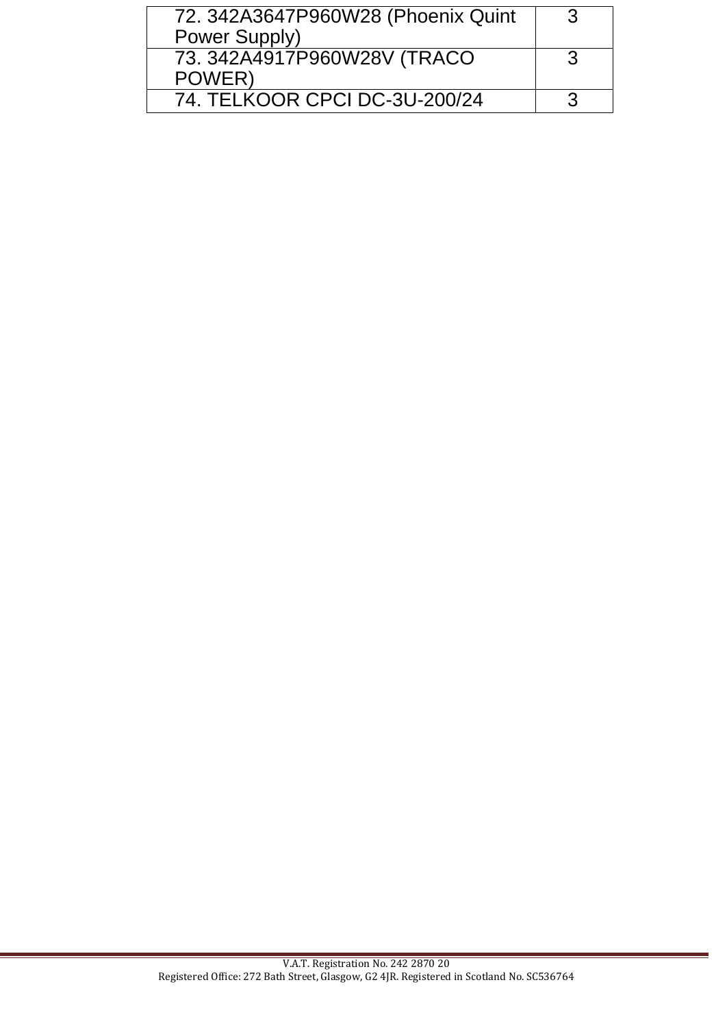| | |
|---|---|
| 72. 342A3647P960W28 (Phoenix Quint Power Supply) | 3 |
| 73. 342A4917P960W28V (TRACO POWER) | 3 |
| 74. TELKOOR CPCI DC-3U-200/24 | 3 |